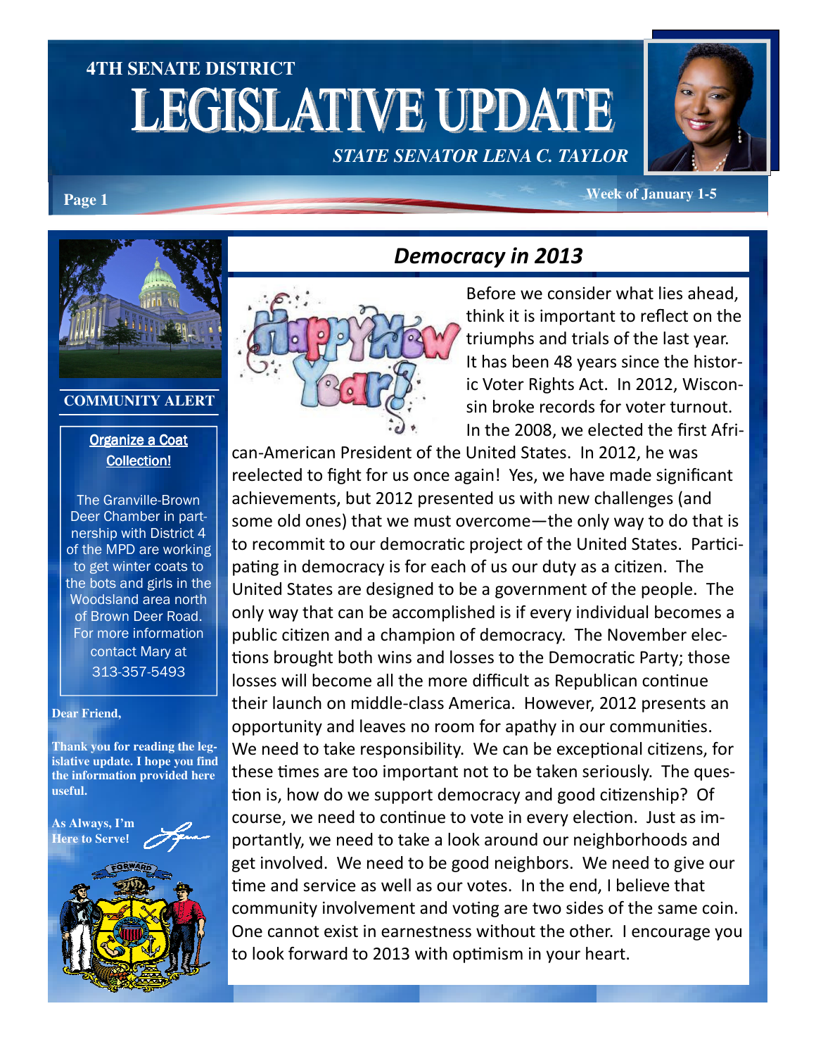# 4TH SENATE DISTRICT LEGISLATIVE UPDATE

*STATE SENATOR LENA C. TAYLOR*

Week of January 1-5

## COMMUNITY ALERT

**Organize a Coat Collection!**

The Granville-Brown Deer Chamber in partnership with District 4 of the MPD are working to get winter coats to the bots and girls in the Woodsland area north of Brown Deer Road. For more information contact Mary at 313-357-5493

**Dear Friend,**

**Thank you for reading the legislative update. I hope you find the information provided here useful.**

**As Always, I'm Here to Serve!**

## *Democracy in 2013*

Before we consider what lies ahead, think it is important to reflect on the triumphs and trials of the last year. It has been 48 years since the historic Voter Rights Act. In 2012, Wisconsin broke records for voter turnout. In the 2008, we elected the first African-American President of the United States. In 2012, he was reelected to fight for us once again! Yes, we have made significant achievements, but 2012 presented us with new challenges (and some old ones) that we must overcome—the only way to do that is to recommit to our democratic project of the United States. Participating in democracy is for each of us our duty as a citizen. The United States are designed to be a government of the people. The only way that can be accomplished is if every individual becomes a public citizen and a champion of democracy. The November elections brought both wins and losses to the Democratic Party; those losses will become all the more difficult as Republican continue their launch on middle-class America. However, 2012 presents an opportunity and leaves no room for apathy in our communities. We need to take responsibility. We can be exceptional citizens, for these times are too important not to be taken seriously. The question is, how do we support democracy and good citizenship? Of course, we need to continue to vote in every election. Just as importantly, we need to take a look around our neighborhoods and get involved. We need to be good neighbors. We need to give our time and service as well as our votes. In the end, I believe that community involvement and voting are two sides of the same coin. One cannot exist in earnestness without the other. I encourage you to look forward to 2013 with optimism in your heart.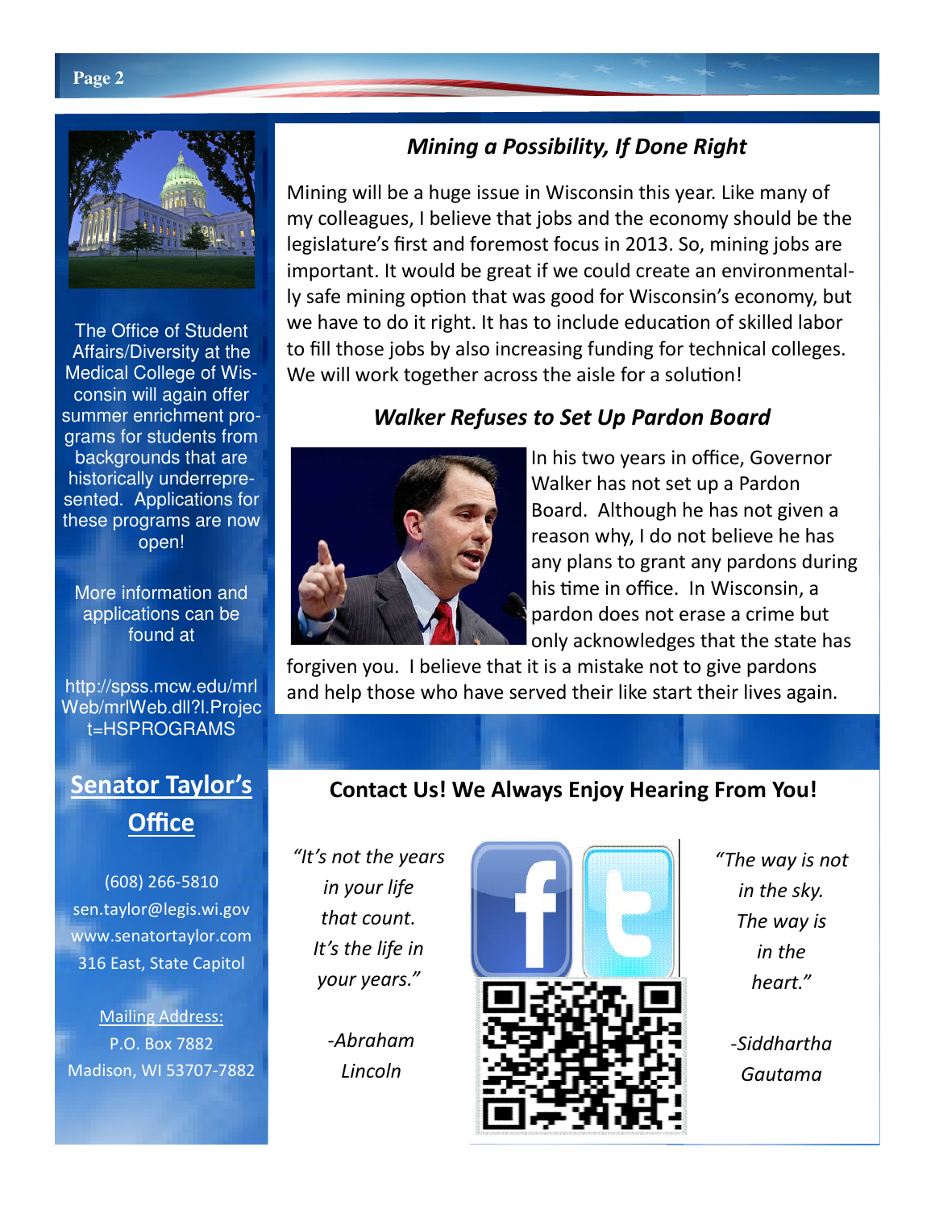## Mining a Possibility, If Done Right

Mining will be a huge issue in Wisconsin this year. Like many of my colleagues, I believe that jobs and the economy should be the legislature's first and foremost focus in 2013. So, mining jobs are important. It would be great if we could create an environmentally safe mining option that was good for Wisconsin's economy, but we have to do it right. It has to include education of skilled labor to fill those jobs by also increasing funding for technical colleges. We will work together across the aisle for a solution!

## Walker Refuses to Set Up Pardon Board

In his two years in office, Governor Walker has not set up a Pardon Board. Although he has not given a reason why, I do not believe he has any plans to grant any pardons during his time in office. In Wisconsin, a pardon does not erase a crime but only acknowledges that the state has forgiven you. I believe that it is a mistake not to give pardons and help those who have served their like start their lives again.

The Office of Student Affairs/Diversity at the Medical College of Wisconsin will again offer summer enrichment programs for students from backgrounds that are historically underrepresented. Applications for these programs are now open!

More information and applications can be found at

http://spss.mcw.edu/mrlWeb/mrlWeb.dll?I.Project=HSPROGRAMS

## Senator Taylor's Office

(608) 266-5810
sen.taylor@legis.wi.gov
www.senatortaylor.com
316 East, State Capitol

Mailing Address:
P.O. Box 7882
Madison, WI 53707-7882

## Contact Us! We Always Enjoy Hearing From You!

*"It's not the years in your life that count. It's the life in your years."*

*-Abraham Lincoln*

*"The way is not in the sky. The way is in the heart."*

*-Siddhartha Gautama*